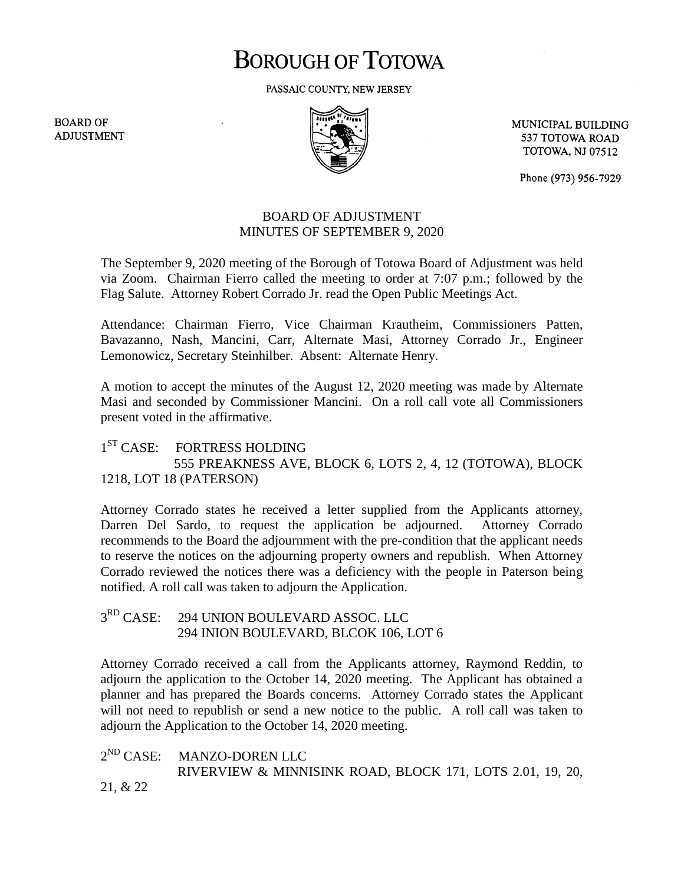# BOROUGH OF TOTOWA

PASSAIC COUNTY, NEW JERSEY

BOARD OF ADJUSTMENT

MUNICIPAL BUILDING
537 TOTOWA ROAD
TOTOWA, NJ 07512

Phone (973) 956-7929

## BOARD OF ADJUSTMENT
## MINUTES OF SEPTEMBER 9, 2020

The September 9, 2020 meeting of the Borough of Totowa Board of Adjustment was held via Zoom. Chairman Fierro called the meeting to order at 7:07 p.m.; followed by the Flag Salute. Attorney Robert Corrado Jr. read the Open Public Meetings Act.

Attendance: Chairman Fierro, Vice Chairman Krautheim, Commissioners Patten, Bavazanno, Nash, Mancini, Carr, Alternate Masi, Attorney Corrado Jr., Engineer Lemonowicz, Secretary Steinhilber. Absent: Alternate Henry.

A motion to accept the minutes of the August 12, 2020 meeting was made by Alternate Masi and seconded by Commissioner Mancini. On a roll call vote all Commissioners present voted in the affirmative.

1ST CASE: FORTRESS HOLDING
555 PREAKNESS AVE, BLOCK 6, LOTS 2, 4, 12 (TOTOWA), BLOCK 1218, LOT 18 (PATERSON)

Attorney Corrado states he received a letter supplied from the Applicants attorney, Darren Del Sardo, to request the application be adjourned. Attorney Corrado recommends to the Board the adjournment with the pre-condition that the applicant needs to reserve the notices on the adjourning property owners and republish. When Attorney Corrado reviewed the notices there was a deficiency with the people in Paterson being notified. A roll call was taken to adjourn the Application.

3RD CASE: 294 UNION BOULEVARD ASSOC. LLC
294 INION BOULEVARD, BLCOK 106, LOT 6

Attorney Corrado received a call from the Applicants attorney, Raymond Reddin, to adjourn the application to the October 14, 2020 meeting. The Applicant has obtained a planner and has prepared the Boards concerns. Attorney Corrado states the Applicant will not need to republish or send a new notice to the public. A roll call was taken to adjourn the Application to the October 14, 2020 meeting.

2ND CASE: MANZO-DOREN LLC
RIVERVIEW & MINNISINK ROAD, BLOCK 171, LOTS 2.01, 19, 20, 21, & 22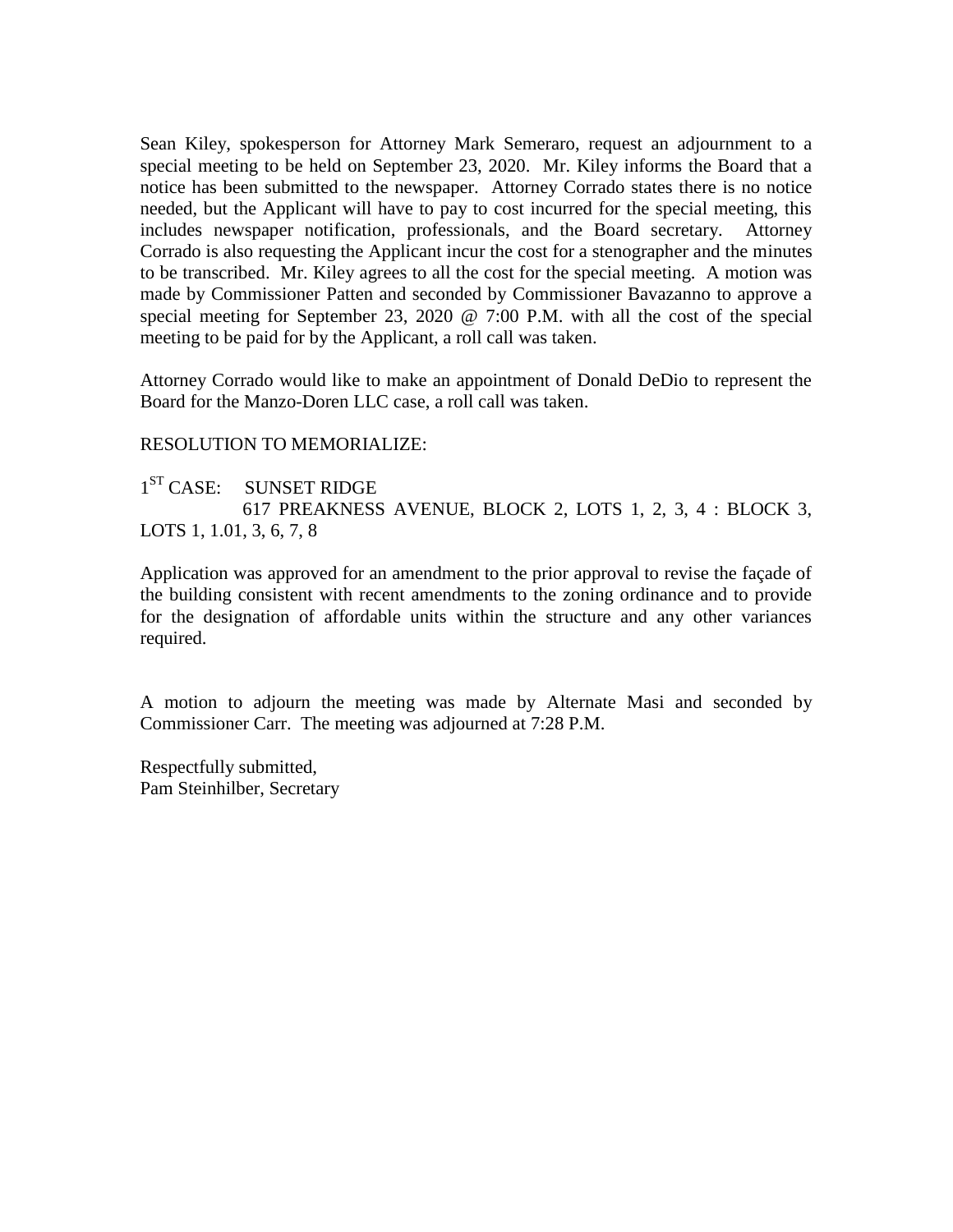Sean Kiley, spokesperson for Attorney Mark Semeraro, request an adjournment to a special meeting to be held on September 23, 2020. Mr. Kiley informs the Board that a notice has been submitted to the newspaper. Attorney Corrado states there is no notice needed, but the Applicant will have to pay to cost incurred for the special meeting, this includes newspaper notification, professionals, and the Board secretary. Attorney Corrado is also requesting the Applicant incur the cost for a stenographer and the minutes to be transcribed. Mr. Kiley agrees to all the cost for the special meeting. A motion was made by Commissioner Patten and seconded by Commissioner Bavazanno to approve a special meeting for September 23, 2020 @ 7:00 P.M. with all the cost of the special meeting to be paid for by the Applicant, a roll call was taken.

Attorney Corrado would like to make an appointment of Donald DeDio to represent the Board for the Manzo-Doren LLC case, a roll call was taken.

RESOLUTION TO MEMORIALIZE:

1ST CASE: SUNSET RIDGE
617 PREAKNESS AVENUE, BLOCK 2, LOTS 1, 2, 3, 4 : BLOCK 3, LOTS 1, 1.01, 3, 6, 7, 8

Application was approved for an amendment to the prior approval to revise the façade of the building consistent with recent amendments to the zoning ordinance and to provide for the designation of affordable units within the structure and any other variances required.

A motion to adjourn the meeting was made by Alternate Masi and seconded by Commissioner Carr. The meeting was adjourned at 7:28 P.M.

Respectfully submitted,
Pam Steinhilber, Secretary